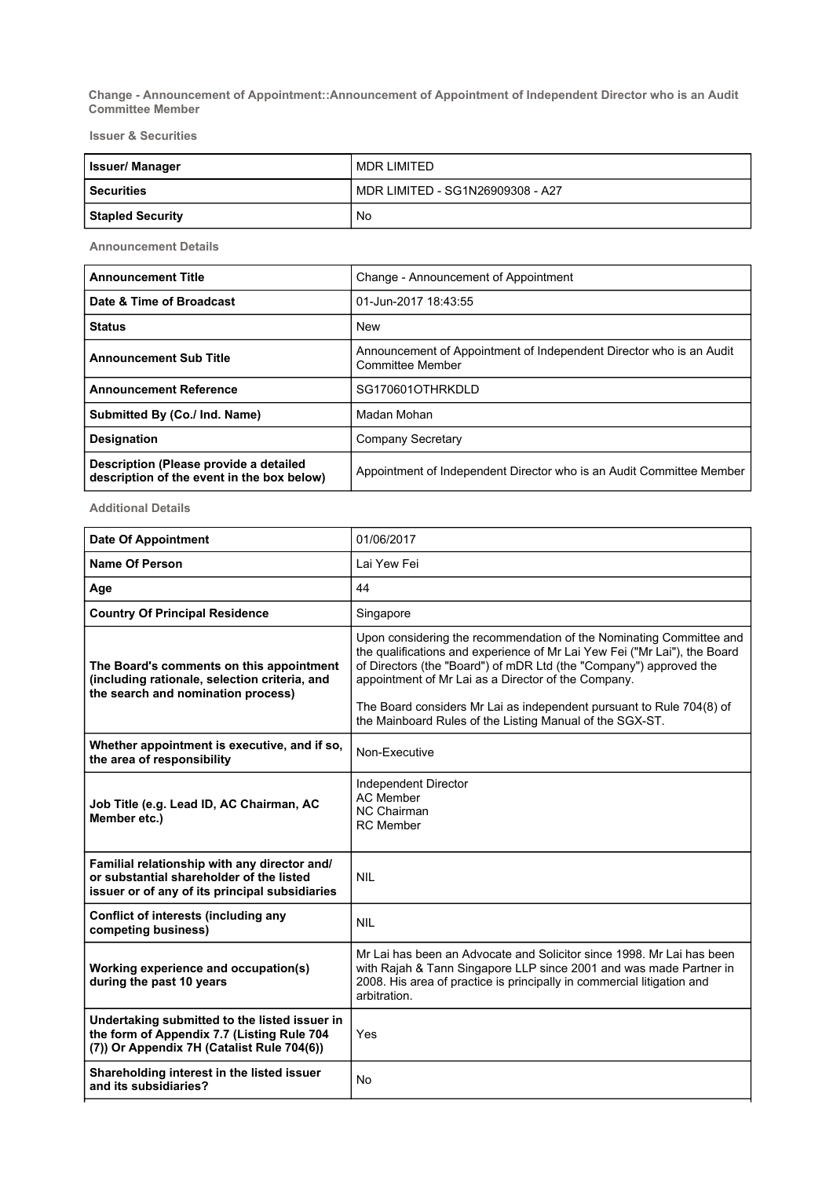**Change - Announcement of Appointment::Announcement of Appointment of Independent Director who is an Audit Committee Member**

### Issuer & Securities

| Issuer/ Manager | MDR LIMITED |
|---|---|
| Securities | MDR LIMITED - SG1N26909308 - A27 |
| Stapled Security | No |

### Announcement Details

| Announcement Title | Change - Announcement of Appointment |
|---|---|
| Date & Time of Broadcast | 01-Jun-2017 18:43:55 |
| Status | New |
| Announcement Sub Title | Announcement of Appointment of Independent Director who is an Audit Committee Member |
| Announcement Reference | SG170601OTHRKDLD |
| Submitted By (Co./ Ind. Name) | Madan Mohan |
| Designation | Company Secretary |
| Description (Please provide a detailed description of the event in the box below) | Appointment of Independent Director who is an Audit Committee Member |

### Additional Details

| Date Of Appointment | 01/06/2017 |
|---|---|
| Name Of Person | Lai Yew Fei |
| Age | 44 |
| Country Of Principal Residence | Singapore |
| The Board's comments on this appointment (including rationale, selection criteria, and the search and nomination process) | Upon considering the recommendation of the Nominating Committee and the qualifications and experience of Mr Lai Yew Fei ("Mr Lai"), the Board of Directors (the "Board") of mDR Ltd (the "Company") approved the appointment of Mr Lai as a Director of the Company.<br><br>The Board considers Mr Lai as independent pursuant to Rule 704(8) of the Mainboard Rules of the Listing Manual of the SGX-ST. |
| Whether appointment is executive, and if so, the area of responsibility | Non-Executive |
| Job Title (e.g. Lead ID, AC Chairman, AC Member etc.) | Independent Director<br>AC Member<br>NC Chairman<br>RC Member |
| Familial relationship with any director and/ or substantial shareholder of the listed issuer or of any of its principal subsidiaries | NIL |
| Conflict of interests (including any competing business) | NIL |
| Working experience and occupation(s) during the past 10 years | Mr Lai has been an Advocate and Solicitor since 1998. Mr Lai has been with Rajah & Tann Singapore LLP since 2001 and was made Partner in 2008. His area of practice is principally in commercial litigation and arbitration. |
| Undertaking submitted to the listed issuer in the form of Appendix 7.7 (Listing Rule 704 (7)) Or Appendix 7H (Catalist Rule 704(6)) | Yes |
| Shareholding interest in the listed issuer and its subsidiaries? | No |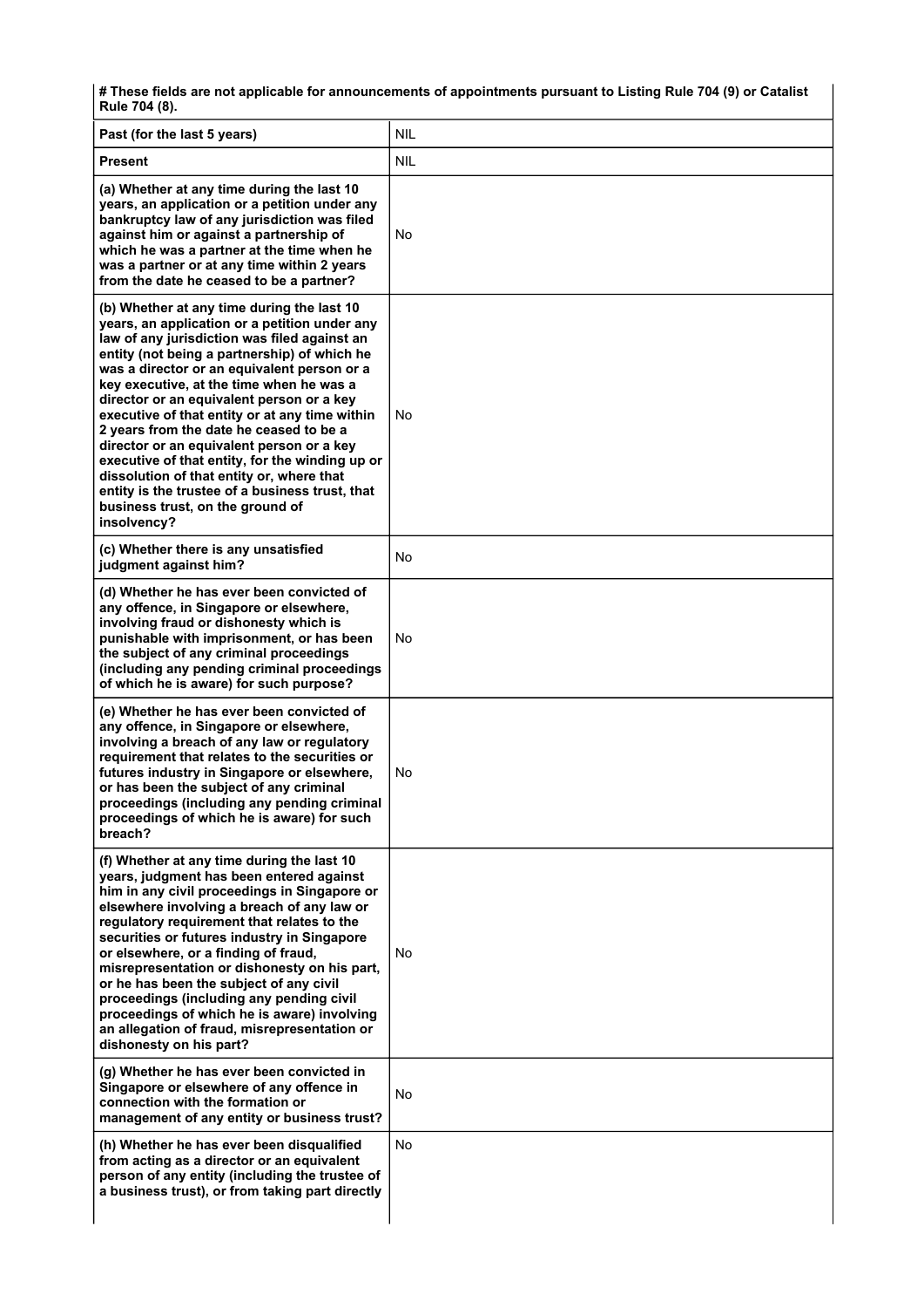**# These fields are not applicable for announcements of appointments pursuant to Listing Rule 704 (9) or Catalist Rule 704 (8).**

| | |
|---|---|
| **Past (for the last 5 years)** | NIL |
| **Present** | NIL |
| **(a) Whether at any time during the last 10 years, an application or a petition under any bankruptcy law of any jurisdiction was filed against him or against a partnership of which he was a partner at the time when he was a partner or at any time within 2 years from the date he ceased to be a partner?** | No |
| **(b) Whether at any time during the last 10 years, an application or a petition under any law of any jurisdiction was filed against an entity (not being a partnership) of which he was a director or an equivalent person or a key executive, at the time when he was a director or an equivalent person or a key executive of that entity or at any time within 2 years from the date he ceased to be a director or an equivalent person or a key executive of that entity, for the winding up or dissolution of that entity or, where that entity is the trustee of a business trust, that business trust, on the ground of insolvency?** | No |
| **(c) Whether there is any unsatisfied judgment against him?** | No |
| **(d) Whether he has ever been convicted of any offence, in Singapore or elsewhere, involving fraud or dishonesty which is punishable with imprisonment, or has been the subject of any criminal proceedings (including any pending criminal proceedings of which he is aware) for such purpose?** | No |
| **(e) Whether he has ever been convicted of any offence, in Singapore or elsewhere, involving a breach of any law or regulatory requirement that relates to the securities or futures industry in Singapore or elsewhere, or has been the subject of any criminal proceedings (including any pending criminal proceedings of which he is aware) for such breach?** | No |
| **(f) Whether at any time during the last 10 years, judgment has been entered against him in any civil proceedings in Singapore or elsewhere involving a breach of any law or regulatory requirement that relates to the securities or futures industry in Singapore or elsewhere, or a finding of fraud, misrepresentation or dishonesty on his part, or he has been the subject of any civil proceedings (including any pending civil proceedings of which he is aware) involving an allegation of fraud, misrepresentation or dishonesty on his part?** | No |
| **(g) Whether he has ever been convicted in Singapore or elsewhere of any offence in connection with the formation or management of any entity or business trust?** | No |
| **(h) Whether he has ever been disqualified from acting as a director or an equivalent person of any entity (including the trustee of a business trust), or from taking part directly** | No |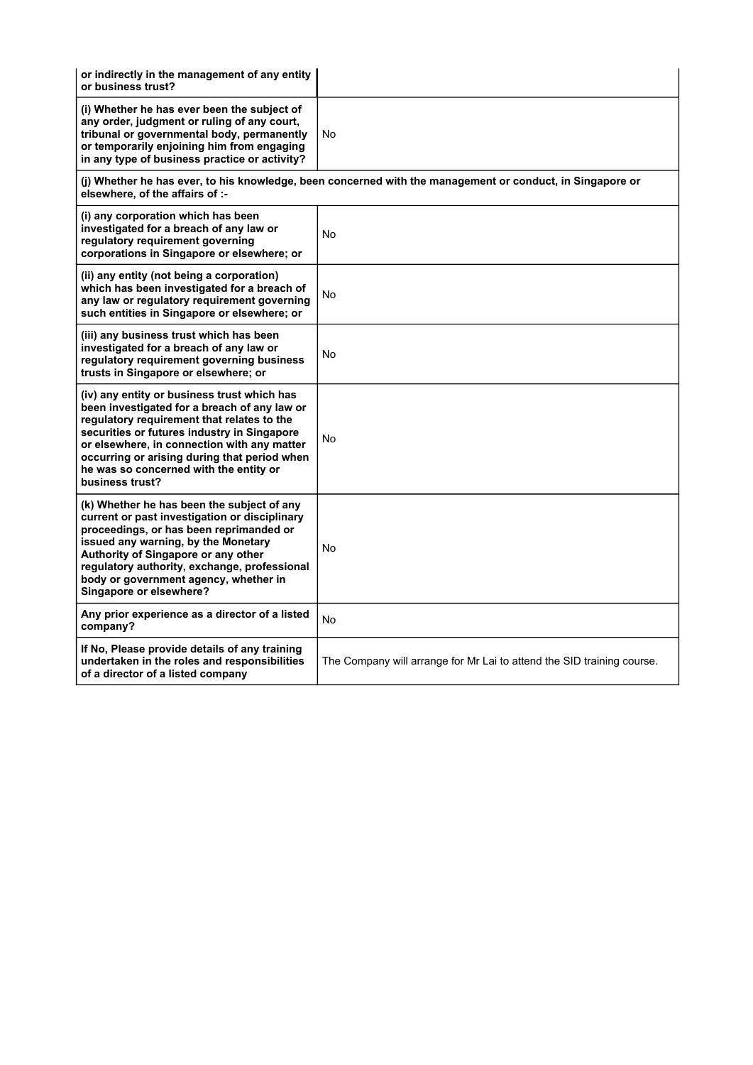| | |
|---|---|
| **or indirectly in the management of any entity or business trust?** | |
| **(i) Whether he has ever been the subject of any order, judgment or ruling of any court, tribunal or governmental body, permanently or temporarily enjoining him from engaging in any type of business practice or activity?** | No |
| **(j) Whether he has ever, to his knowledge, been concerned with the management or conduct, in Singapore or elsewhere, of the affairs of :-** | |
| **(i) any corporation which has been investigated for a breach of any law or regulatory requirement governing corporations in Singapore or elsewhere; or** | No |
| **(ii) any entity (not being a corporation) which has been investigated for a breach of any law or regulatory requirement governing such entities in Singapore or elsewhere; or** | No |
| **(iii) any business trust which has been investigated for a breach of any law or regulatory requirement governing business trusts in Singapore or elsewhere; or** | No |
| **(iv) any entity or business trust which has been investigated for a breach of any law or regulatory requirement that relates to the securities or futures industry in Singapore or elsewhere, in connection with any matter occurring or arising during that period when he was so concerned with the entity or business trust?** | No |
| **(k) Whether he has been the subject of any current or past investigation or disciplinary proceedings, or has been reprimanded or issued any warning, by the Monetary Authority of Singapore or any other regulatory authority, exchange, professional body or government agency, whether in Singapore or elsewhere?** | No |
| **Any prior experience as a director of a listed company?** | No |
| **If No, Please provide details of any training undertaken in the roles and responsibilities of a director of a listed company** | The Company will arrange for Mr Lai to attend the SID training course. |